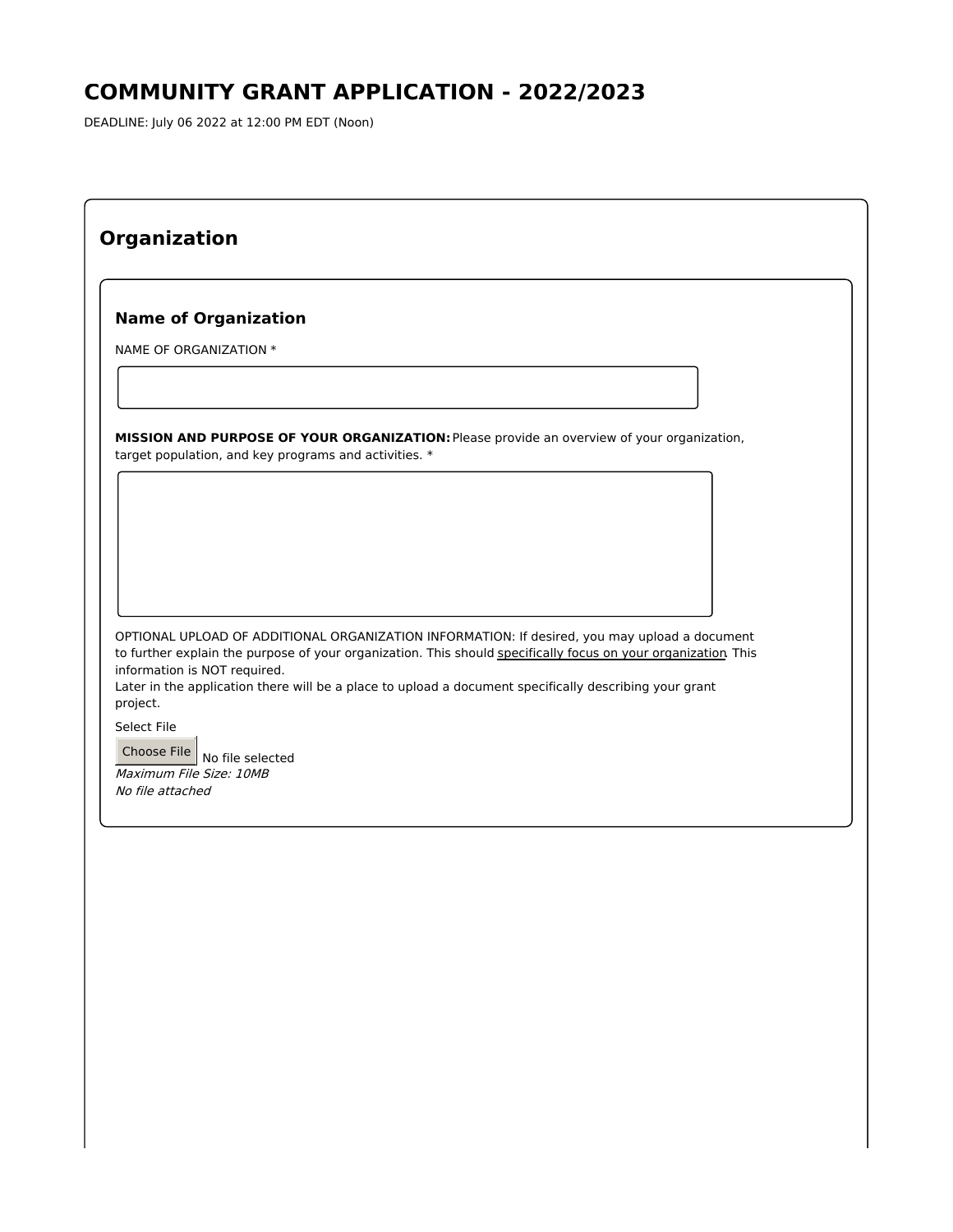# COMMUNITY GRANT APPLICATION - 2022/2023

DEADLINE: July 06 2022 at 12:00 PM EDT (Noon)

## Organization

### Name of Organization

NAME OF ORGANIZATION *

**MISSION AND PURPOSE OF YOUR ORGANIZATION:** Please provide an overview of your organization, target population, and key programs and activities. *

OPTIONAL UPLOAD OF ADDITIONAL ORGANIZATION INFORMATION: If desired, you may upload a document to further explain the purpose of your organization. This should specifically focus on your organization. This information is NOT required.
Later in the application there will be a place to upload a document specifically describing your grant project.

Select File

Choose File No file selected

*Maximum File Size: 10MB*

*No file attached*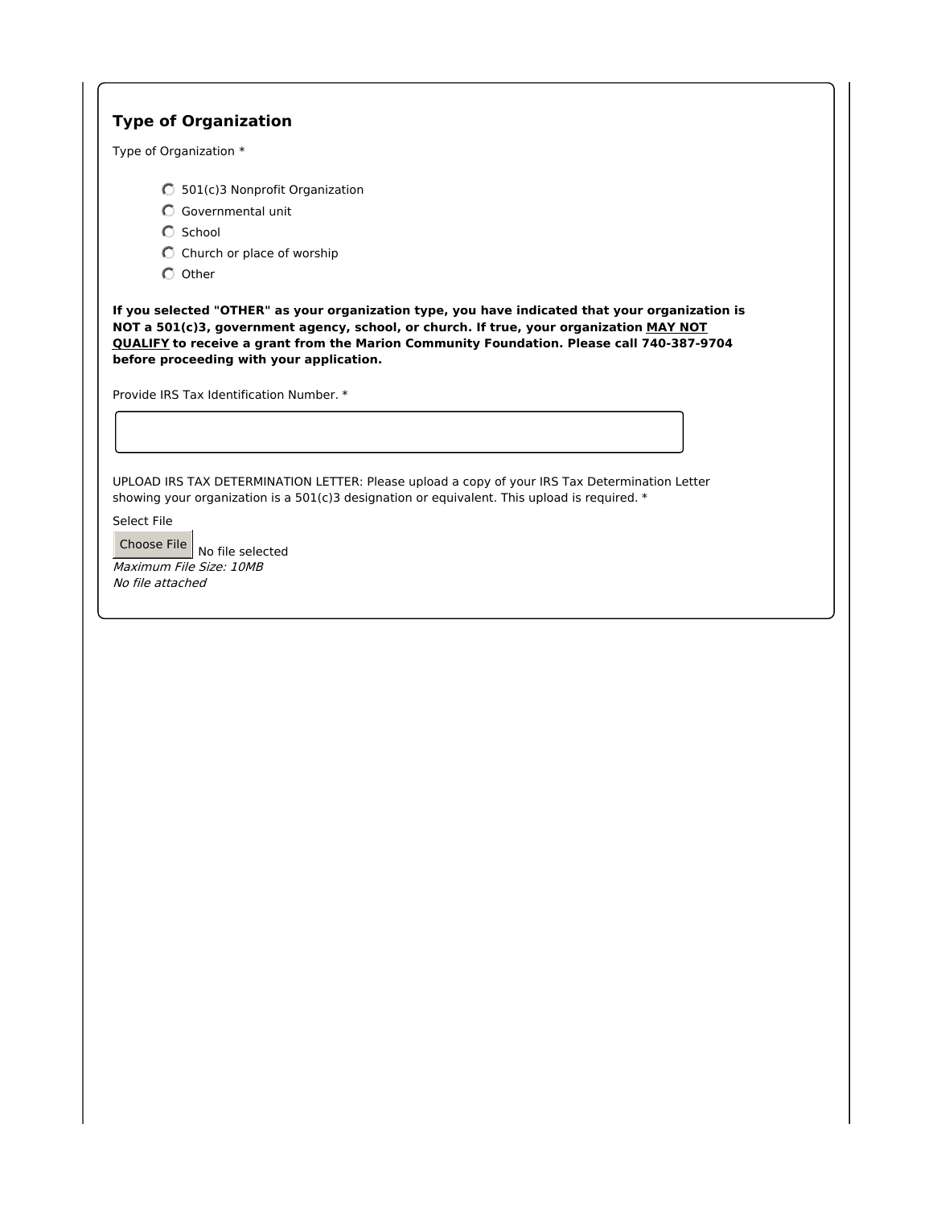### Type of Organization

Type of Organization *

- 501(c)3 Nonprofit Organization
- Governmental unit
- School
- Church or place of worship
- Other

**If you selected "OTHER" as your organization type, you have indicated that your organization is NOT a 501(c)3, government agency, school, or church. If true, your organization <u>MAY NOT QUALIFY</u> to receive a grant from the Marion Community Foundation. Please call 740-387-9704 before proceeding with your application.**

Provide IRS Tax Identification Number. *

UPLOAD IRS TAX DETERMINATION LETTER: Please upload a copy of your IRS Tax Determination Letter showing your organization is a 501(c)3 designation or equivalent. This upload is required. *

Select File

Choose File No file selected

*Maximum File Size: 10MB*

*No file attached*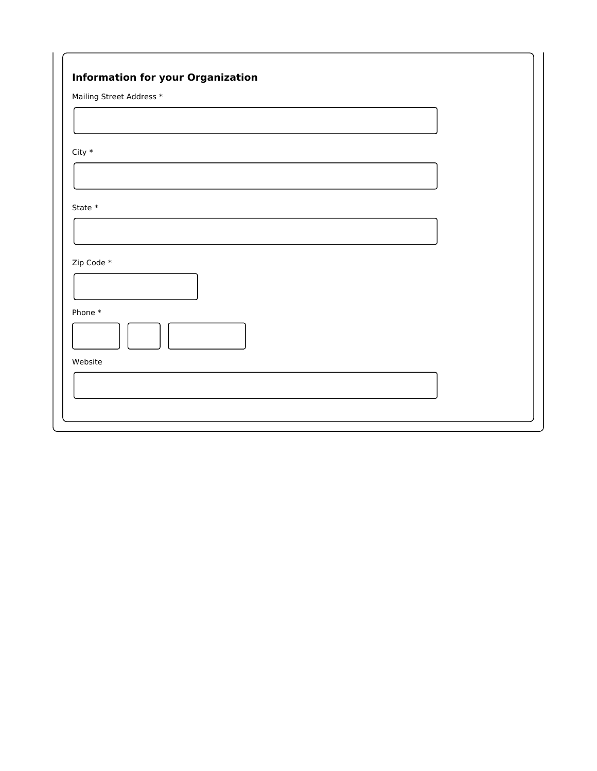### Information for your Organization

Mailing Street Address *

City *

State *

Zip Code *

Phone *

Website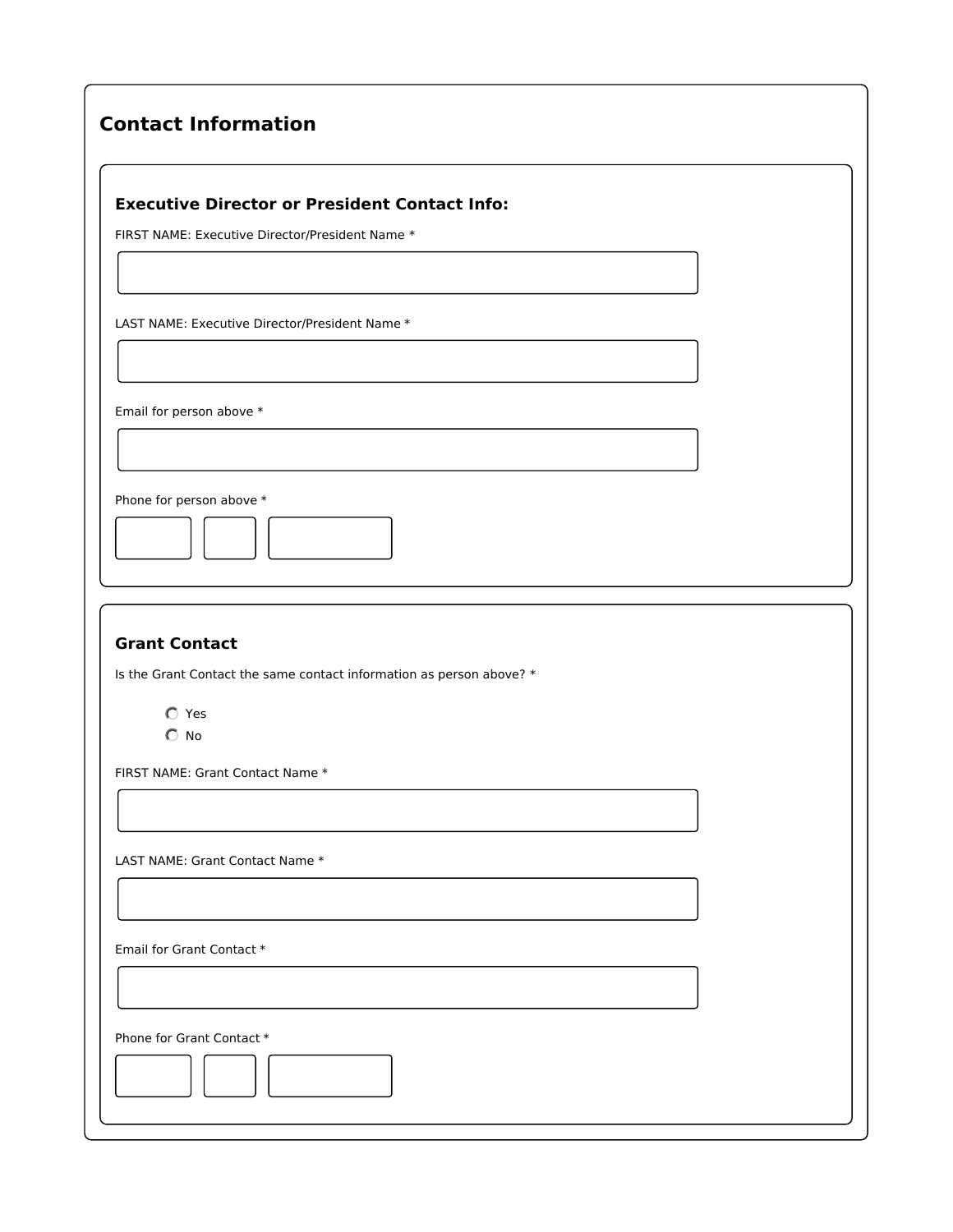## Contact Information

### Executive Director or President Contact Info:

FIRST NAME: Executive Director/President Name *

LAST NAME: Executive Director/President Name *

Email for person above *

Phone for person above *

### Grant Contact

Is the Grant Contact the same contact information as person above? *

- Yes
- No

FIRST NAME: Grant Contact Name *

LAST NAME: Grant Contact Name *

Email for Grant Contact *

Phone for Grant Contact *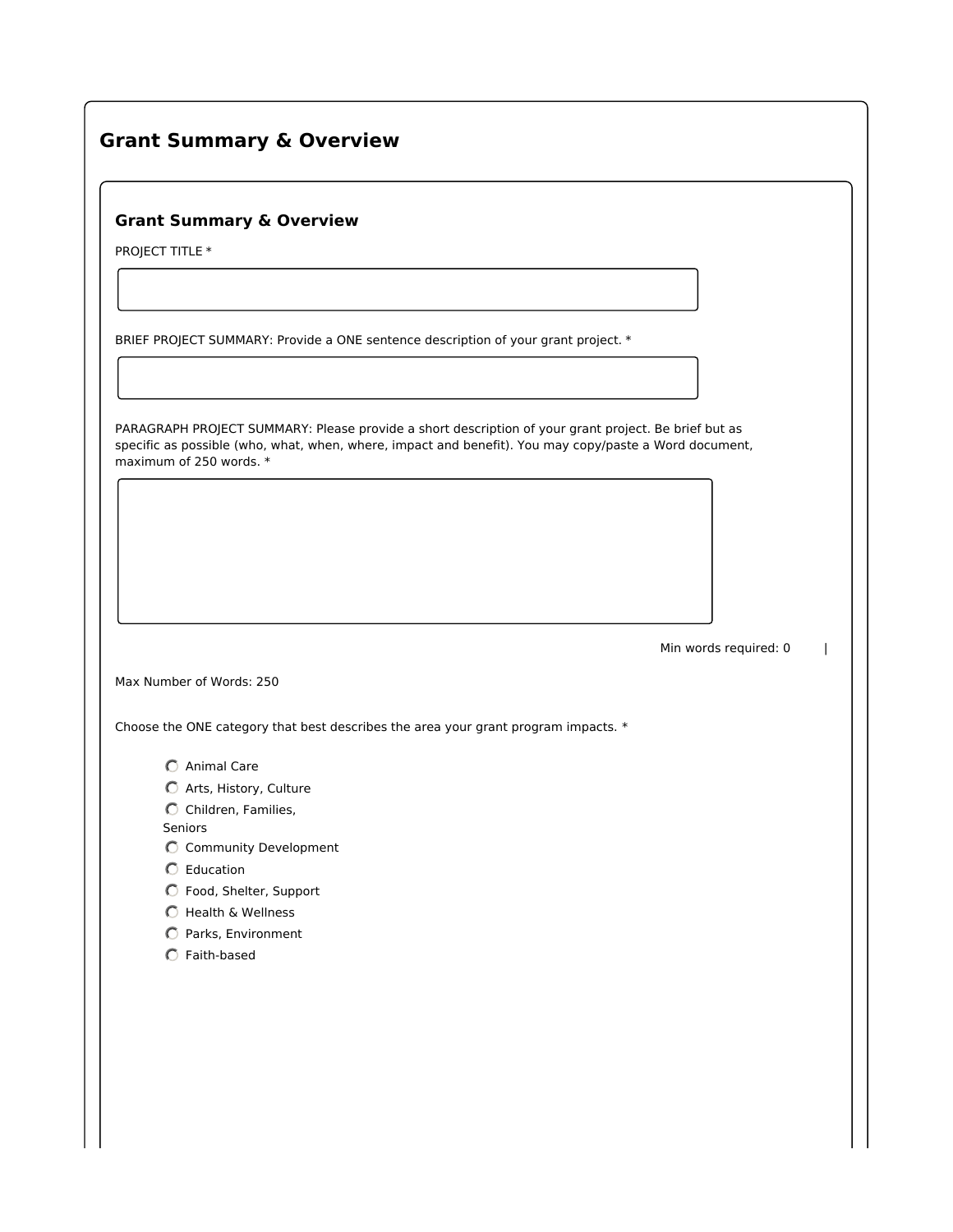## Grant Summary & Overview

### Grant Summary & Overview

PROJECT TITLE *

BRIEF PROJECT SUMMARY: Provide a ONE sentence description of your grant project. *

PARAGRAPH PROJECT SUMMARY: Please provide a short description of your grant project. Be brief but as specific as possible (who, what, when, where, impact and benefit). You may copy/paste a Word document, maximum of 250 words. *

Min words required: 0 |

Max Number of Words: 250

Choose the ONE category that best describes the area your grant program impacts. *

- Animal Care
- Arts, History, Culture
- Children, Families, Seniors
- Community Development
- Education
- Food, Shelter, Support
- Health & Wellness
- Parks, Environment
- Faith-based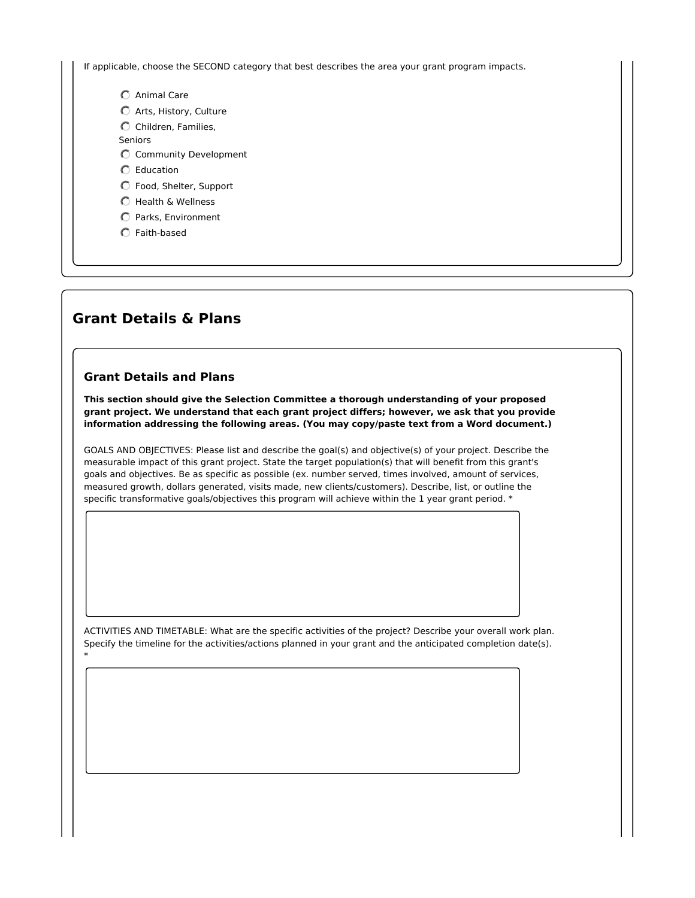If applicable, choose the SECOND category that best describes the area your grant program impacts.

- ○ Animal Care
- ○ Arts, History, Culture
- ○ Children, Families, Seniors
- ○ Community Development
- ○ Education
- ○ Food, Shelter, Support
- ○ Health & Wellness
- ○ Parks, Environment
- ○ Faith-based

## Grant Details & Plans

### Grant Details and Plans

**This section should give the Selection Committee a thorough understanding of your proposed grant project. We understand that each grant project differs; however, we ask that you provide information addressing the following areas. (You may copy/paste text from a Word document.)**

GOALS AND OBJECTIVES: Please list and describe the goal(s) and objective(s) of your project. Describe the measurable impact of this grant project. State the target population(s) that will benefit from this grant's goals and objectives. Be as specific as possible (ex. number served, times involved, amount of services, measured growth, dollars generated, visits made, new clients/customers). Describe, list, or outline the specific transformative goals/objectives this program will achieve within the 1 year grant period. *

ACTIVITIES AND TIMETABLE: What are the specific activities of the project? Describe your overall work plan. Specify the timeline for the activities/actions planned in your grant and the anticipated completion date(s). *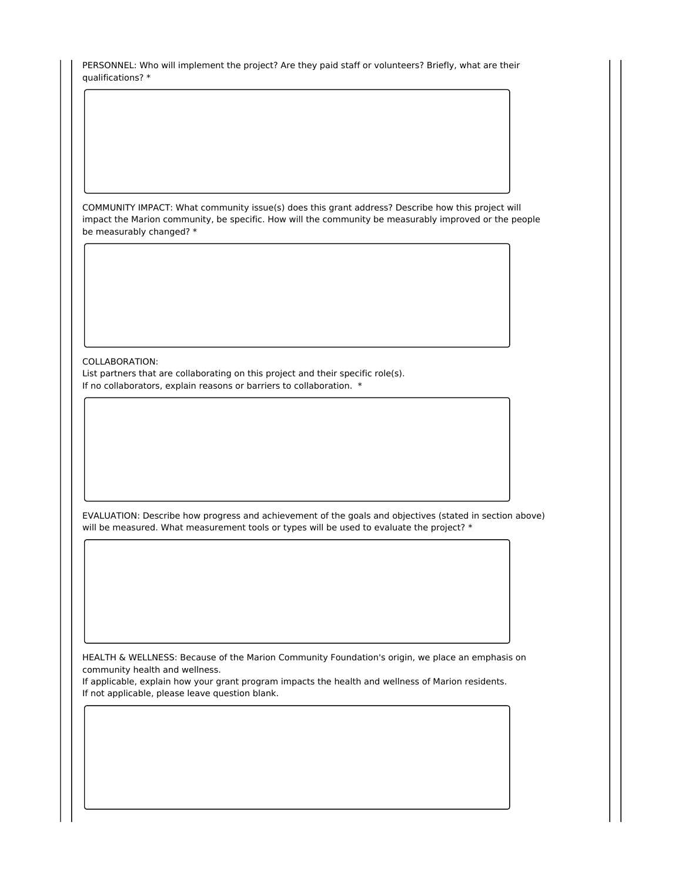PERSONNEL: Who will implement the project? Are they paid staff or volunteers? Briefly, what are their qualifications? *

COMMUNITY IMPACT: What community issue(s) does this grant address? Describe how this project will impact the Marion community, be specific. How will the community be measurably improved or the people be measurably changed? *

COLLABORATION:
List partners that are collaborating on this project and their specific role(s).
If no collaborators, explain reasons or barriers to collaboration. *

EVALUATION: Describe how progress and achievement of the goals and objectives (stated in section above) will be measured. What measurement tools or types will be used to evaluate the project? *

HEALTH & WELLNESS: Because of the Marion Community Foundation's origin, we place an emphasis on community health and wellness.
If applicable, explain how your grant program impacts the health and wellness of Marion residents.
If not applicable, please leave question blank.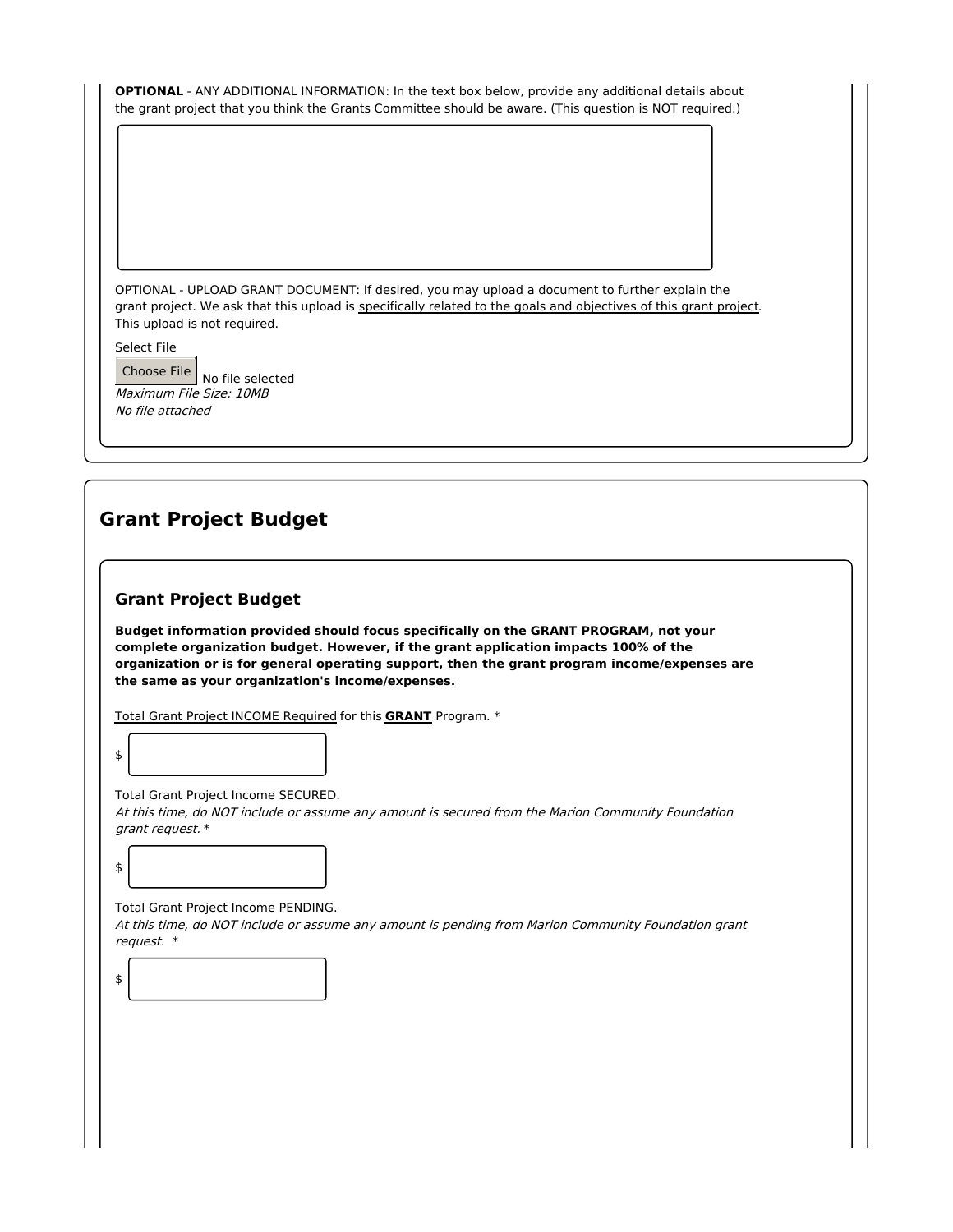**OPTIONAL** - ANY ADDITIONAL INFORMATION: In the text box below, provide any additional details about the grant project that you think the Grants Committee should be aware. (This question is NOT required.)

OPTIONAL - UPLOAD GRANT DOCUMENT: If desired, you may upload a document to further explain the grant project. We ask that this upload is specifically related to the goals and objectives of this grant project. This upload is not required.

Select File

Choose File No file selected

*Maximum File Size: 10MB*

*No file attached*

## Grant Project Budget

### Grant Project Budget

**Budget information provided should focus specifically on the GRANT PROGRAM, not your complete organization budget. However, if the grant application impacts 100% of the organization or is for general operating support, then the grant program income/expenses are the same as your organization's income/expenses.**

Total Grant Project INCOME Required for this **GRANT** Program. *

$

Total Grant Project Income SECURED.
*At this time, do NOT include or assume any amount is secured from the Marion Community Foundation grant request.* *

$

Total Grant Project Income PENDING.
*At this time, do NOT include or assume any amount is pending from Marion Community Foundation grant request.* *

$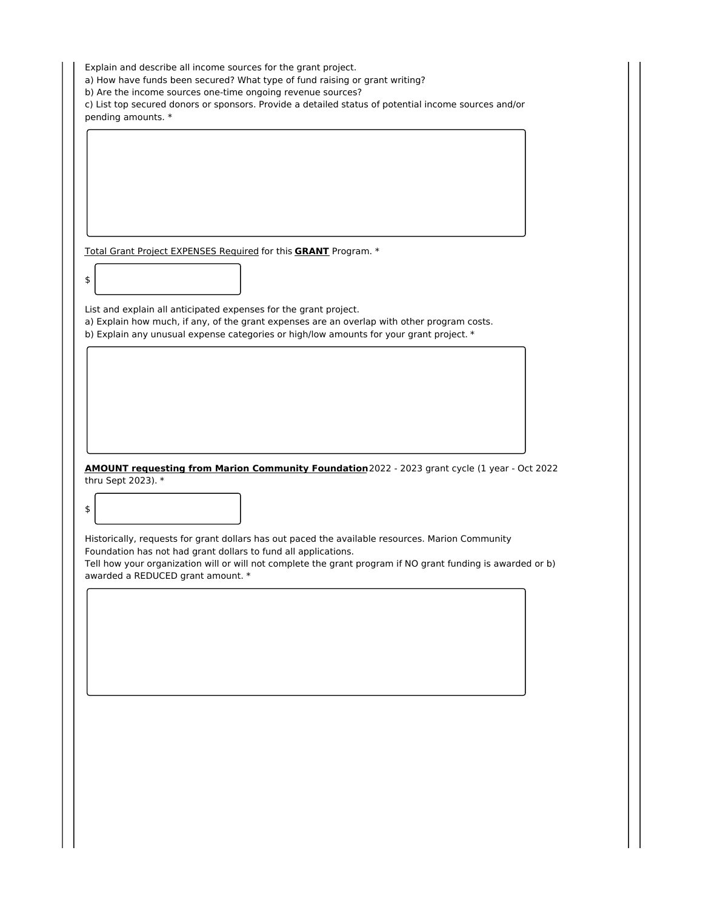Explain and describe all income sources for the grant project.
a) How have funds been secured? What type of fund raising or grant writing?
b) Are the income sources one-time ongoing revenue sources?
c) List top secured donors or sponsors. Provide a detailed status of potential income sources and/or pending amounts. *

Total Grant Project EXPENSES Required for this **GRANT** Program. *

$

List and explain all anticipated expenses for the grant project.
a) Explain how much, if any, of the grant expenses are an overlap with other program costs.
b) Explain any unusual expense categories or high/low amounts for your grant project. *

**AMOUNT requesting from Marion Community Foundation** 2022 - 2023 grant cycle (1 year - Oct 2022 thru Sept 2023). *

$

Historically, requests for grant dollars has out paced the available resources. Marion Community Foundation has not had grant dollars to fund all applications.
Tell how your organization will or will not complete the grant program if NO grant funding is awarded or b) awarded a REDUCED grant amount. *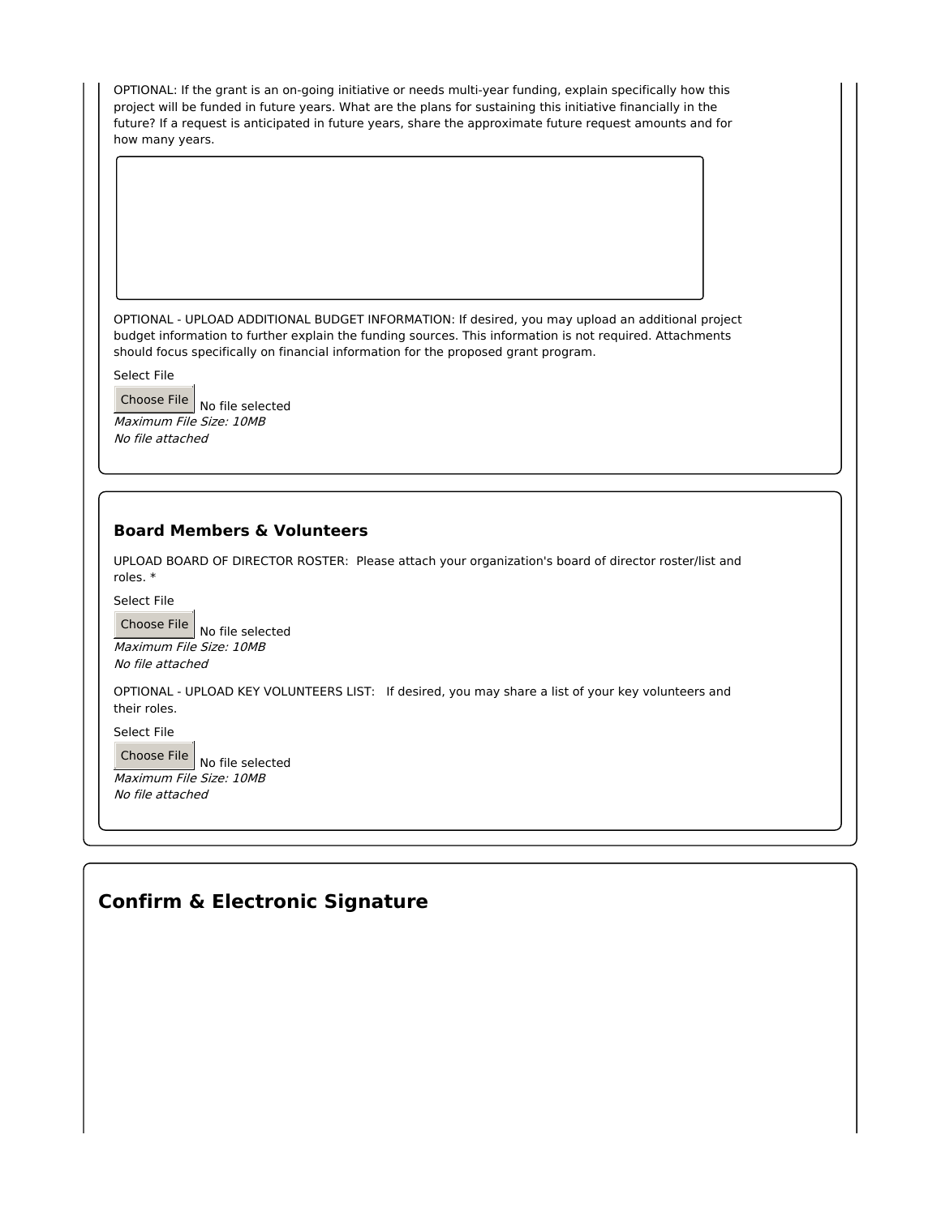OPTIONAL: If the grant is an on-going initiative or needs multi-year funding, explain specifically how this project will be funded in future years. What are the plans for sustaining this initiative financially in the future? If a request is anticipated in future years, share the approximate future request amounts and for how many years.

OPTIONAL - UPLOAD ADDITIONAL BUDGET INFORMATION: If desired, you may upload an additional project budget information to further explain the funding sources. This information is not required. Attachments should focus specifically on financial information for the proposed grant program.

Select File

Choose File No file selected

*Maximum File Size: 10MB*

*No file attached*

### Board Members & Volunteers

UPLOAD BOARD OF DIRECTOR ROSTER: Please attach your organization's board of director roster/list and roles. *

Select File

Choose File No file selected

*Maximum File Size: 10MB*

*No file attached*

OPTIONAL - UPLOAD KEY VOLUNTEERS LIST: If desired, you may share a list of your key volunteers and their roles.

Select File

Choose File No file selected

*Maximum File Size: 10MB*

*No file attached*

## Confirm & Electronic Signature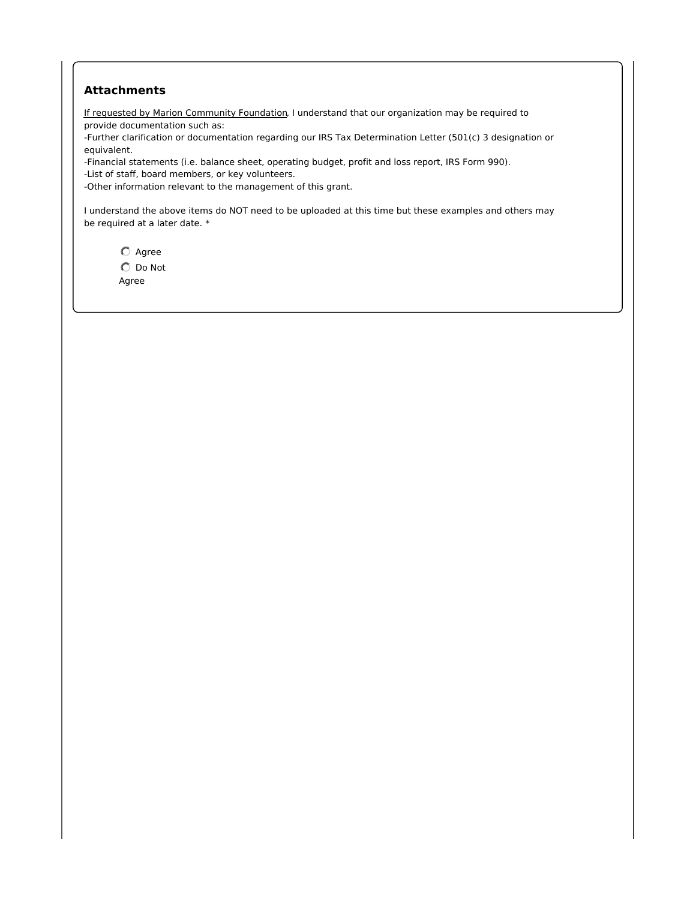### Attachments

If requested by Marion Community Foundation, I understand that our organization may be required to provide documentation such as:
-Further clarification or documentation regarding our IRS Tax Determination Letter (501(c) 3 designation or equivalent.
-Financial statements (i.e. balance sheet, operating budget, profit and loss report, IRS Form 990).
-List of staff, board members, or key volunteers.
-Other information relevant to the management of this grant.

I understand the above items do NOT need to be uploaded at this time but these examples and others may be required at a later date. *

- Agree
- Do Not Agree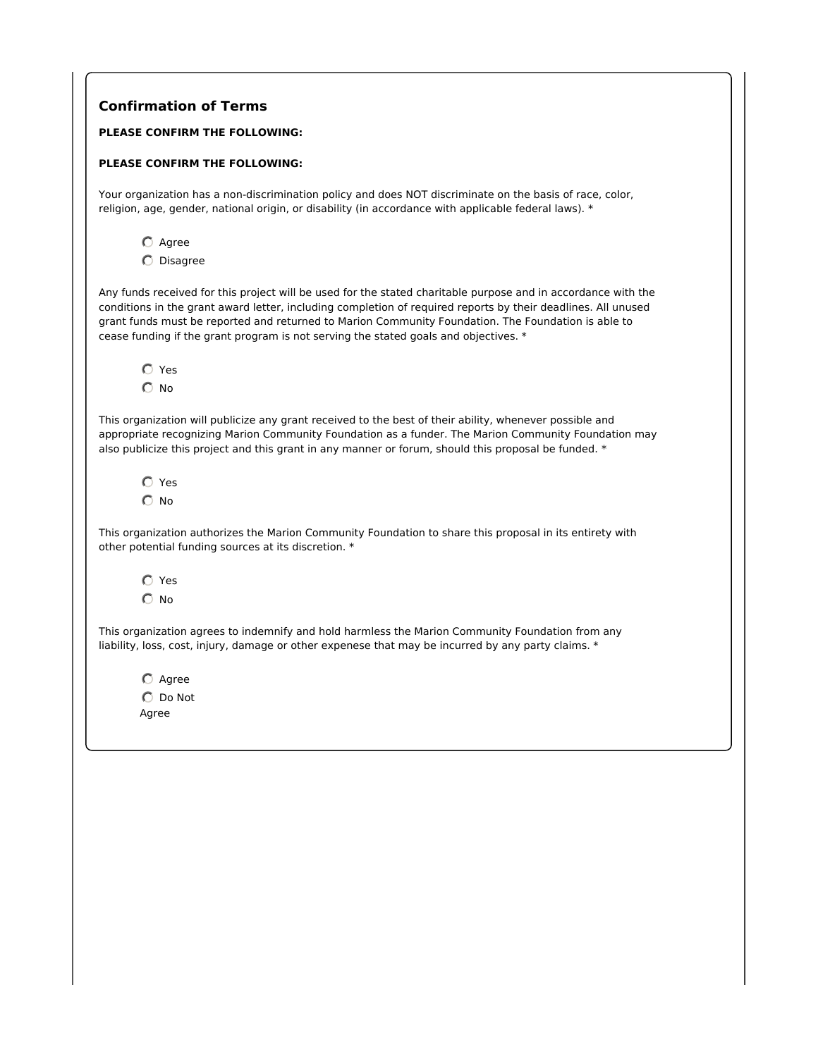## Confirmation of Terms

**PLEASE CONFIRM THE FOLLOWING:**

**PLEASE CONFIRM THE FOLLOWING:**

Your organization has a non-discrimination policy and does NOT discriminate on the basis of race, color, religion, age, gender, national origin, or disability (in accordance with applicable federal laws). *

- Agree
- Disagree

Any funds received for this project will be used for the stated charitable purpose and in accordance with the conditions in the grant award letter, including completion of required reports by their deadlines. All unused grant funds must be reported and returned to Marion Community Foundation. The Foundation is able to cease funding if the grant program is not serving the stated goals and objectives. *

- Yes
- No

This organization will publicize any grant received to the best of their ability, whenever possible and appropriate recognizing Marion Community Foundation as a funder. The Marion Community Foundation may also publicize this project and this grant in any manner or forum, should this proposal be funded. *

- Yes
- No

This organization authorizes the Marion Community Foundation to share this proposal in its entirety with other potential funding sources at its discretion. *

- Yes
- No

This organization agrees to indemnify and hold harmless the Marion Community Foundation from any liability, loss, cost, injury, damage or other expenese that may be incurred by any party claims. *

- Agree
- Do Not Agree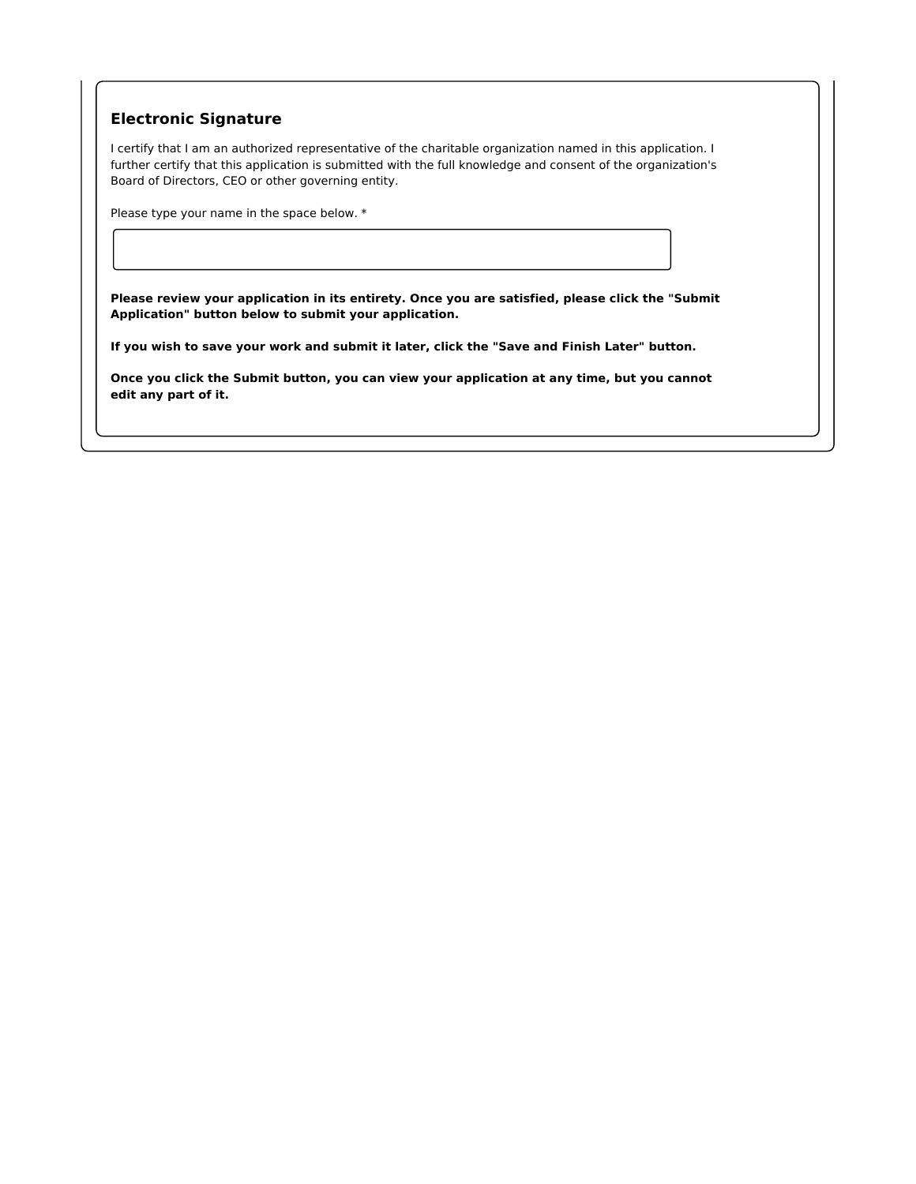### Electronic Signature

I certify that I am an authorized representative of the charitable organization named in this application. I further certify that this application is submitted with the full knowledge and consent of the organization's Board of Directors, CEO or other governing entity.

Please type your name in the space below. *

**Please review your application in its entirety. Once you are satisfied, please click the "Submit Application" button below to submit your application.**

**If you wish to save your work and submit it later, click the "Save and Finish Later" button.**

**Once you click the Submit button, you can view your application at any time, but you cannot edit any part of it.**